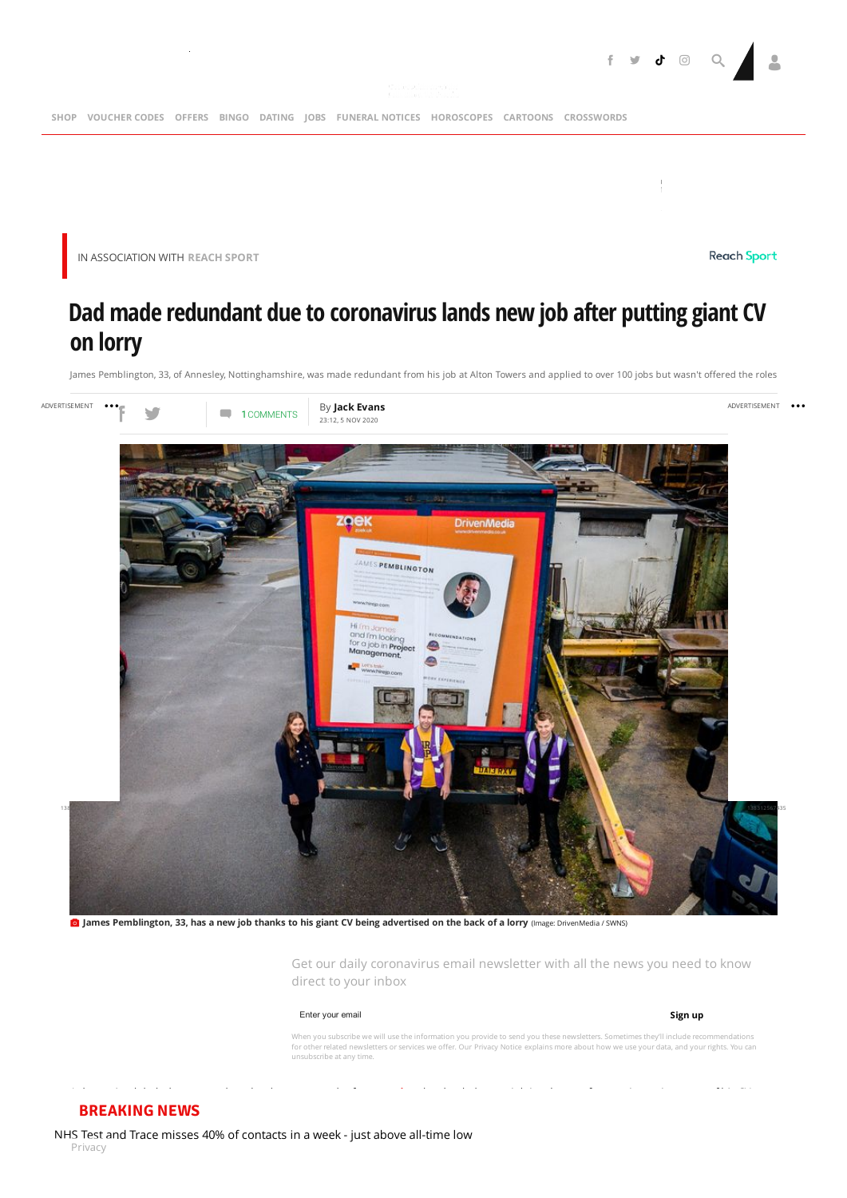IN ASSOCIATION WITH REACH SPORT

# Dad made redundant due to coronavirus lands new job after putting giant CV on lorry

James Pemblington, 33, of Annesley, Nottinghamshire, was made redundant from his job at Alton Towers and applied to over 100 jobs but wasn't offered the roles

1 COMMENTS

By **Jack Evans**

23:12, 5 NOV 2020

**James Pemblington, 33, has a new job thanks to his giant CV being advertised on the back of a lorry** (Image: DrivenMedia / SWNS)

Get our daily coronavirus email newsletter with all the news you need to know direct to your inbox

Enter your email

**Sign up**

When you subscribe we will use the information you provide to send you these newsletters. Sometimes they'll include recommendations for other related newsletters or services we offer. Our Privacy Notice explains more about how we use your data, and your rights. You can unsubscribe at any time.

**BREAKING NEWS**

NHS Test and Trace misses 40% of contacts in a week - just above all-time low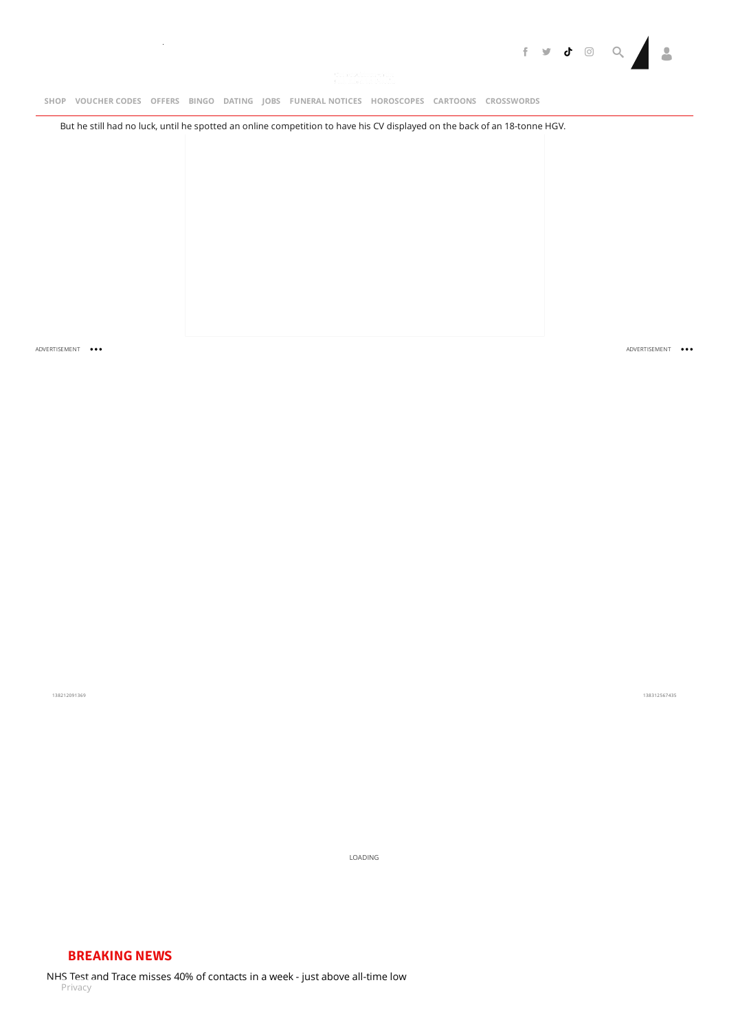But he still had no luck, until he spotted an online competition to have his CV displayed on the back of an 18-tonne HGV.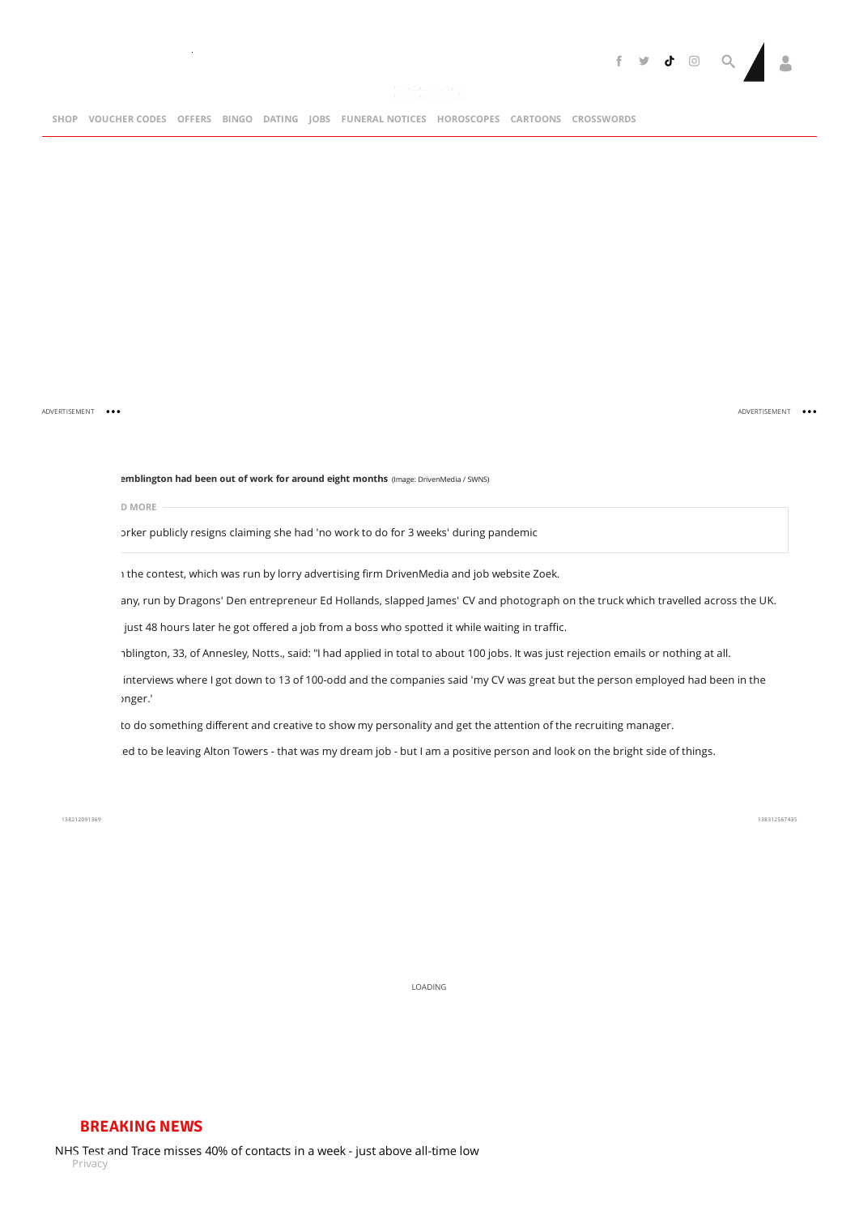SHOP VOUCHER CODES OFFERS BINGO DATING JOBS FUNERAL NOTICES HOROSCOPES CARTOONS CROSSWORDS

ADVERTISEMENT

ADVERTISEMENT

**emblington had been out of work for around eight months** (Image: DrivenMedia / SWNS)

D MORE

ɔrker publicly resigns claiming she had 'no work to do for 3 weeks' during pandemic

ı the contest, which was run by lorry advertising firm DrivenMedia and job website Zoek.

any, run by Dragons' Den entrepreneur Ed Hollands, slapped James' CV and photograph on the truck which travelled across the UK.

just 48 hours later he got offered a job from a boss who spotted it while waiting in traffic.

ıblington, 33, of Annesley, Notts., said: "I had applied in total to about 100 jobs. It was just rejection emails or nothing at all.

interviews where I got down to 13 of 100-odd and the companies said 'my CV was great but the person employed had been in the ɔnger.'

to do something different and creative to show my personality and get the attention of the recruiting manager.

ed to be leaving Alton Towers - that was my dream job - but I am a positive person and look on the bright side of things.

138212091369

138312567435

LOADING

## BREAKING NEWS

NHS Test and Trace misses 40% of contacts in a week - just above all-time low

Privacy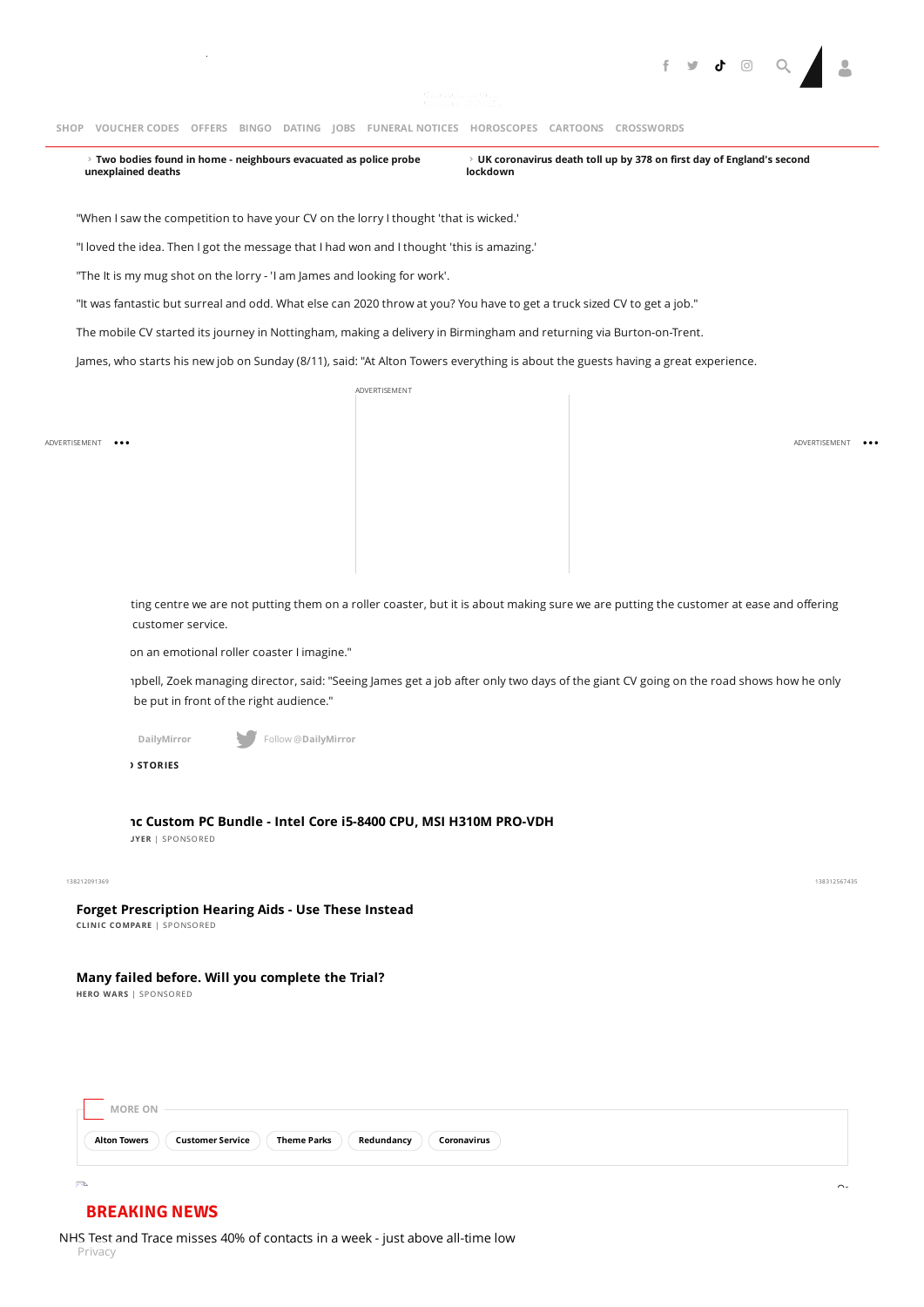SHOP VOUCHER CODES OFFERS BINGO DATING JOBS FUNERAL NOTICES HOROSCOPES CARTOONS CROSSWORDS

› **Two bodies found in home - neighbours evacuated as police probe unexplained deaths**

› **UK coronavirus death toll up by 378 on first day of England's second lockdown**

"When I saw the competition to have your CV on the lorry I thought 'that is wicked.'

"I loved the idea. Then I got the message that I had won and I thought 'this is amazing.'

"The It is my mug shot on the lorry - 'I am James and looking for work'.

"It was fantastic but surreal and odd. What else can 2020 throw at you? You have to get a truck sized CV to get a job."

The mobile CV started its journey in Nottingham, making a delivery in Birmingham and returning via Burton-on-Trent.

James, who starts his new job on Sunday (8/11), said: "At Alton Towers everything is about the guests having a great experience.

ADVERTISEMENT

ADVERTISEMENT

ADVERTISEMENT

ting centre we are not putting them on a roller coaster, but it is about making sure we are putting the customer at ease and offering customer service.

on an emotional roller coaster I imagine."

ıpbell, Zoek managing director, said: "Seeing James get a job after only two days of the giant CV going on the road shows how he only be put in front of the right audience."

DailyMirror Follow @DailyMirror

› STORIES

**ıc Custom PC Bundle - Intel Core i5-8400 CPU, MSI H310M PRO-VDH**
ɹYER | SPONSORED

**Forget Prescription Hearing Aids - Use These Instead**
CLINIC COMPARE | SPONSORED

**Many failed before. Will you complete the Trial?**
HERO WARS | SPONSORED

MORE ON

Alton Towers | Customer Service | Theme Parks | Redundancy | Coronavirus

## BREAKING NEWS

NHS Test and Trace misses 40% of contacts in a week - just above all-time low

Privacy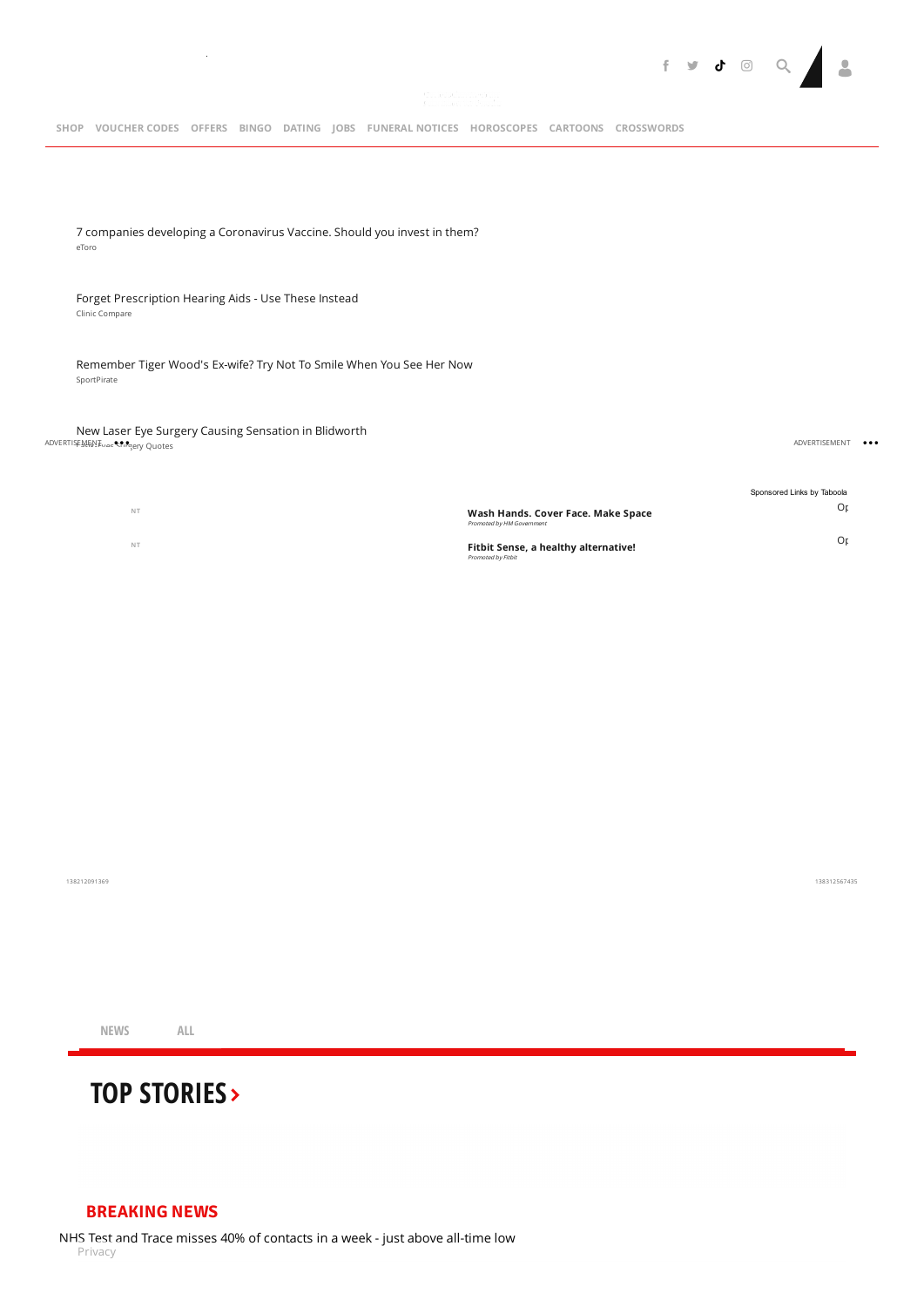SHOP VOUCHER CODES OFFERS BINGO DATING JOBS FUNERAL NOTICES HOROSCOPES CARTOONS CROSSWORDS

7 companies developing a Coronavirus Vaccine. Should you invest in them?
eToro

Forget Prescription Hearing Aids - Use These Instead
Clinic Compare

Remember Tiger Wood's Ex-wife? Try Not To Smile When You See Her Now
SportPirate

New Laser Eye Surgery Causing Sensation in Blidworth
Laser Eye Surgery Quotes

ADVERTISEMENT

ADVERTISEMENT

Sponsored Links by Taboola

**Wash Hands. Cover Face. Make Space**
*Promoted by HM Government*

**Fitbit Sense, a healthy alternative!**
*Promoted by Fitbit*

NEWS ALL

# TOP STORIES >

## BREAKING NEWS

NHS Test and Trace misses 40% of contacts in a week - just above all-time low

Privacy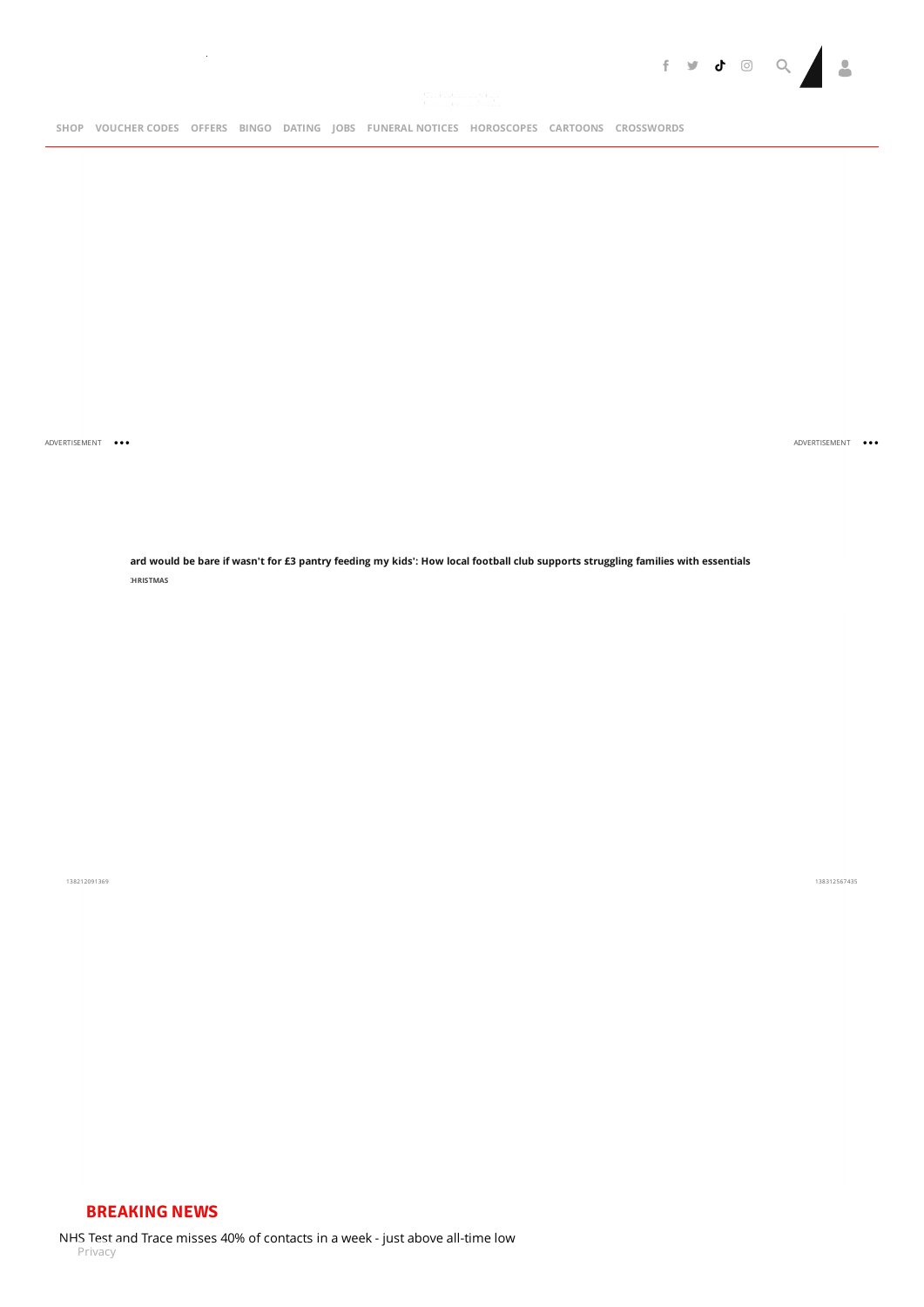SHOP VOUCHER CODES OFFERS BINGO DATING JOBS FUNERAL NOTICES HOROSCOPES CARTOONS CROSSWORDS

ADVERTISEMENT

ADVERTISEMENT

**ard would be bare if wasn't for £3 pantry feeding my kids': How local football club supports struggling families with essentials**

**:HRISTMAS**

138212091369

138312567435

## BREAKING NEWS

NHS Test and Trace misses 40% of contacts in a week - just above all-time low

Privacy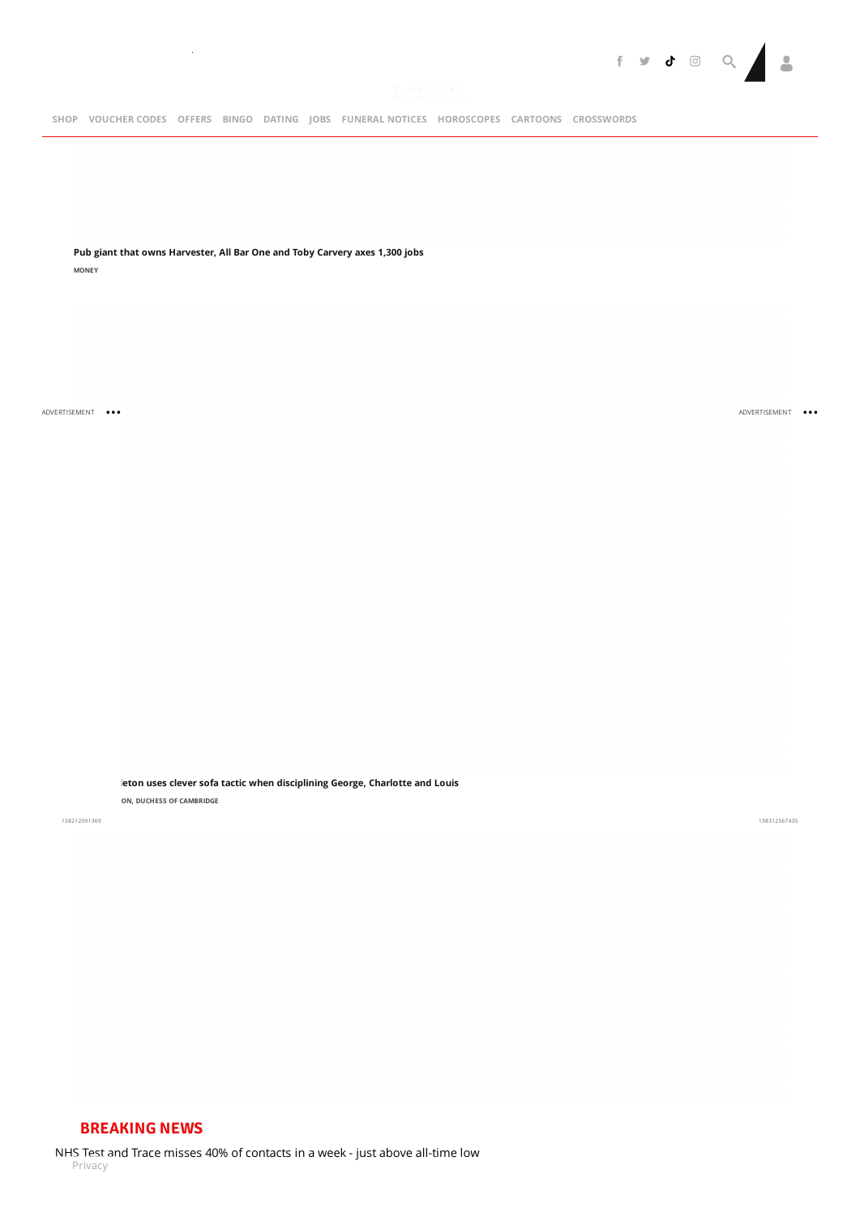SHOP VOUCHER CODES OFFERS BINGO DATING JOBS FUNERAL NOTICES HOROSCOPES CARTOONS CROSSWORDS

**Pub giant that owns Harvester, All Bar One and Toby Carvery axes 1,300 jobs**

MONEY

ADVERTISEMENT

ADVERTISEMENT

**leton uses clever sofa tactic when disciplining George, Charlotte and Louis**

ON, DUCHESS OF CAMBRIDGE

138212091369

138312567435

## BREAKING NEWS

NHS Test and Trace misses 40% of contacts in a week - just above all-time low

Privacy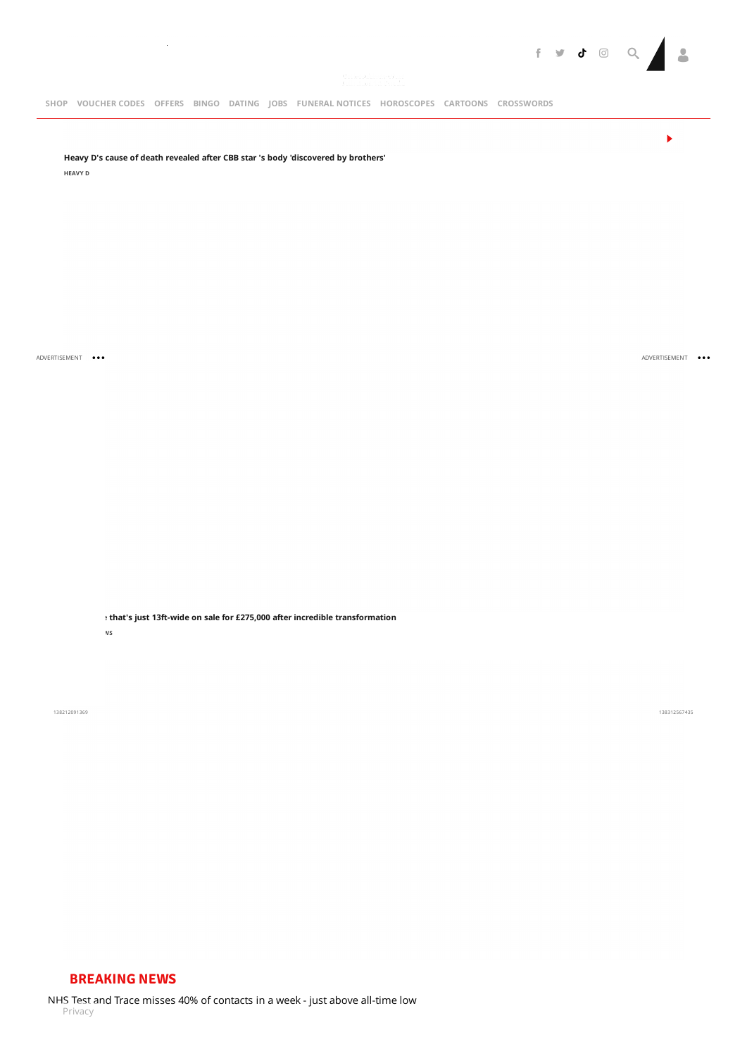SHOP VOUCHER CODES OFFERS BINGO DATING JOBS FUNERAL NOTICES HOROSCOPES CARTOONS CROSSWORDS

**Heavy D's cause of death revealed after CBB star 's body 'discovered by brothers'**

HEAVY D

ADVERTISEMENT

ADVERTISEMENT

**: that's just 13ft-wide on sale for £275,000 after incredible transformation**

VS

138212091369

138312567435

## BREAKING NEWS

NHS Test and Trace misses 40% of contacts in a week - just above all-time low

Privacy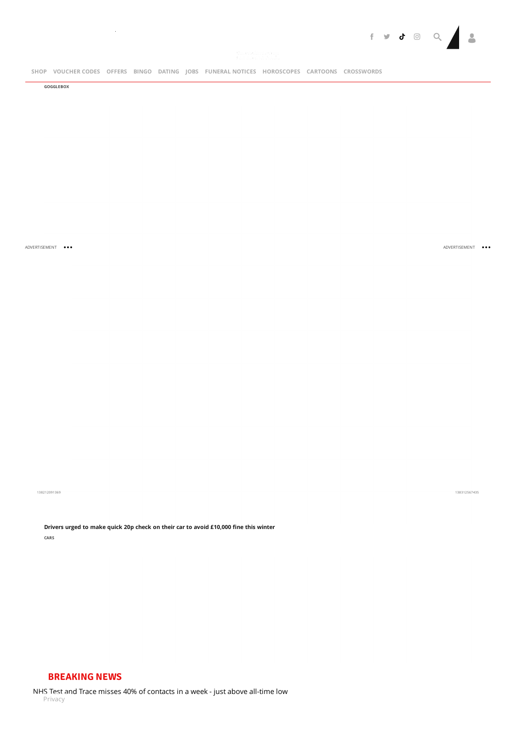SHOP VOUCHER CODES OFFERS BINGO DATING JOBS FUNERAL NOTICES HOROSCOPES CARTOONS CROSSWORDS

GOGGLEBOX

ADVERTISEMENT

ADVERTISEMENT

138212091369

138312567435

**Drivers urged to make quick 20p check on their car to avoid £10,000 fine this winter**

CARS

## BREAKING NEWS

NHS Test and Trace misses 40% of contacts in a week - just above all-time low

Privacy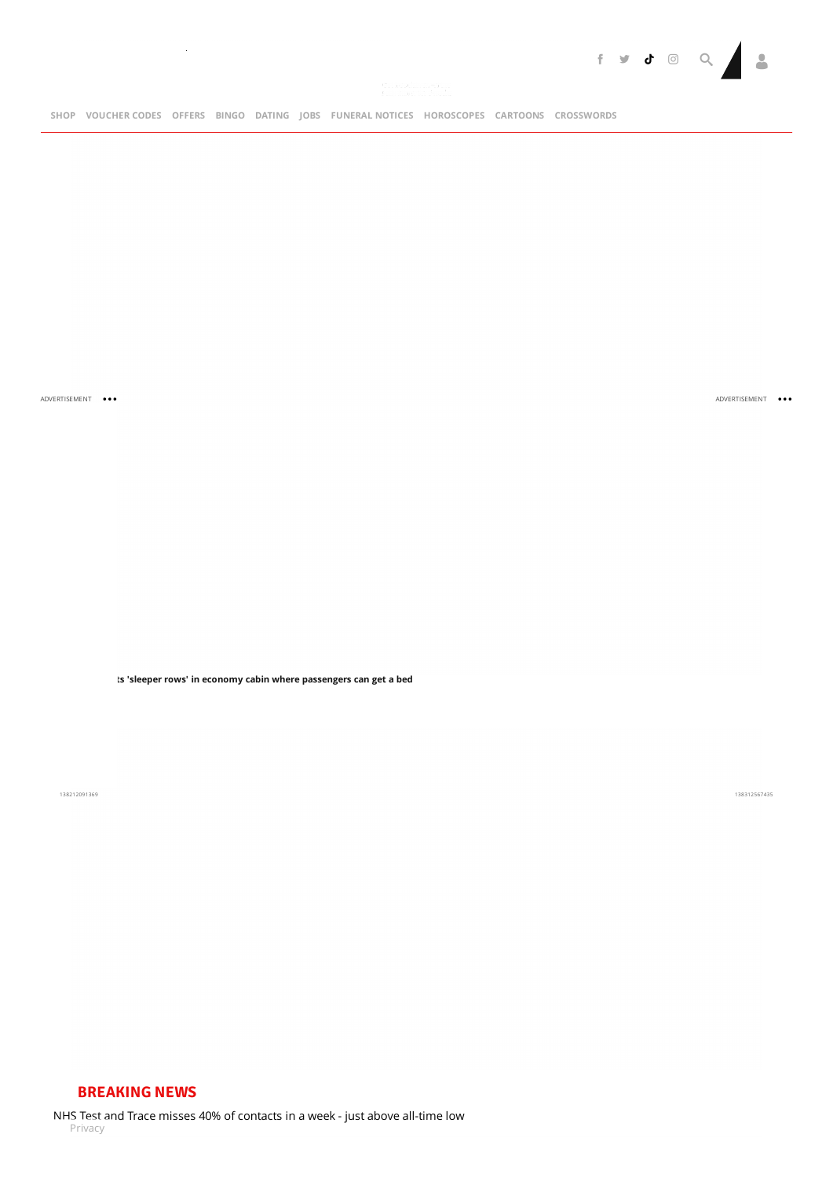SHOP VOUCHER CODES OFFERS BINGO DATING JOBS FUNERAL NOTICES HOROSCOPES CARTOONS CROSSWORDS

ADVERTISEMENT

ADVERTISEMENT

ts 'sleeper rows' in economy cabin where passengers can get a bed

138212091369

138312567435

## BREAKING NEWS

NHS Test and Trace misses 40% of contacts in a week - just above all-time low

Privacy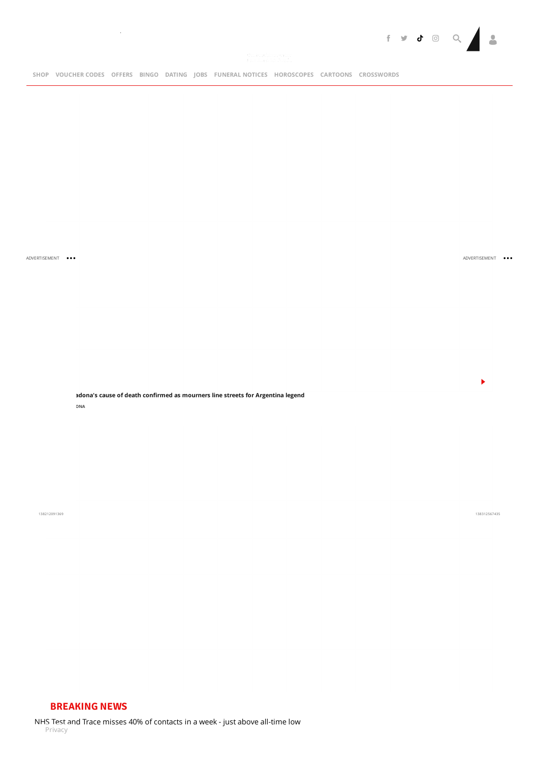SHOP VOUCHER CODES OFFERS BINGO DATING JOBS FUNERAL NOTICES HOROSCOPES CARTOONS CROSSWORDS

ADVERTISEMENT

ADVERTISEMENT

adona's cause of death confirmed as mourners line streets for Argentina legend

DNA

## BREAKING NEWS

NHS Test and Trace misses 40% of contacts in a week - just above all-time low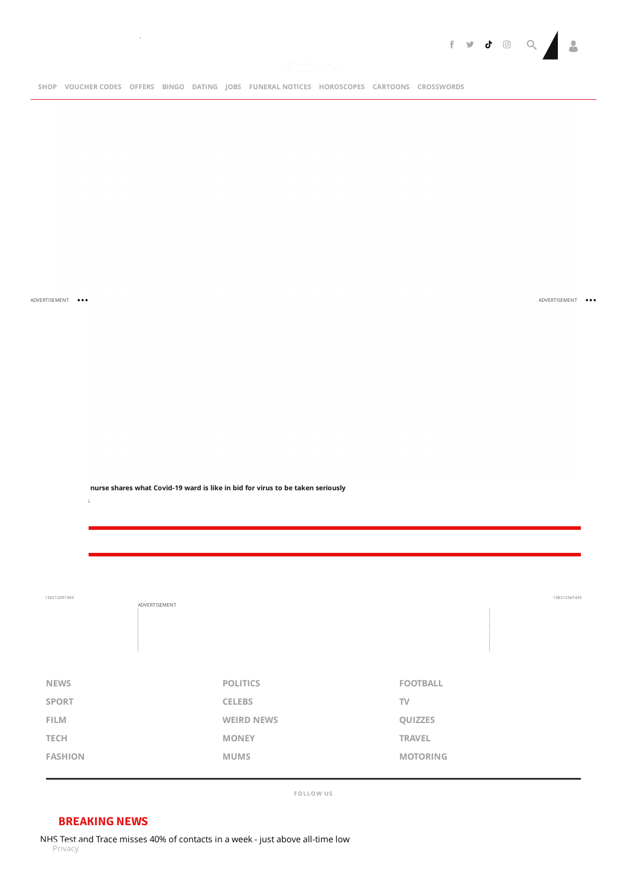SHOP VOUCHER CODES OFFERS BINGO DATING JOBS FUNERAL NOTICES HOROSCOPES CARTOONS CROSSWORDS

ADVERTISEMENT

ADVERTISEMENT

**nurse shares what Covid-19 ward is like in bid for virus to be taken seriously**

138212091369

ADVERTISEMENT

138312567435

| | | |
|---|---|---|
| **NEWS** | **POLITICS** | **FOOTBALL** |
| **SPORT** | **CELEBS** | **TV** |
| **FILM** | **WEIRD NEWS** | **QUIZZES** |
| **TECH** | **MONEY** | **TRAVEL** |
| **FASHION** | **MUMS** | **MOTORING** |

FOLLOW US

## BREAKING NEWS

NHS Test and Trace misses 40% of contacts in a week - just above all-time low

Privacy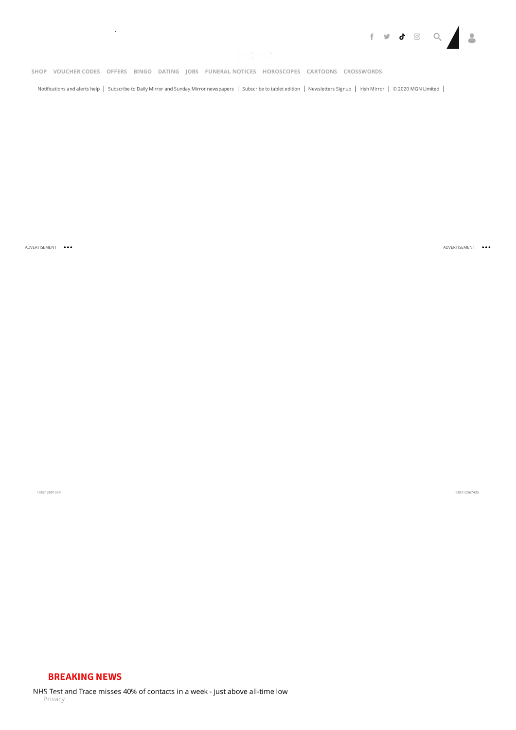SHOP VOUCHER CODES OFFERS BINGO DATING JOBS FUNERAL NOTICES HOROSCOPES CARTOONS CROSSWORDS

Notifications and alerts help | Subscribe to Daily Mirror and Sunday Mirror newspapers | Subscribe to tablet edition | Newsletters Signup | Irish Mirror | © 2020 MGN Limited |

ADVERTISEMENT

ADVERTISEMENT

138212091369

138312567435

**BREAKING NEWS**

NHS Test and Trace misses 40% of contacts in a week - just above all-time low

Privacy